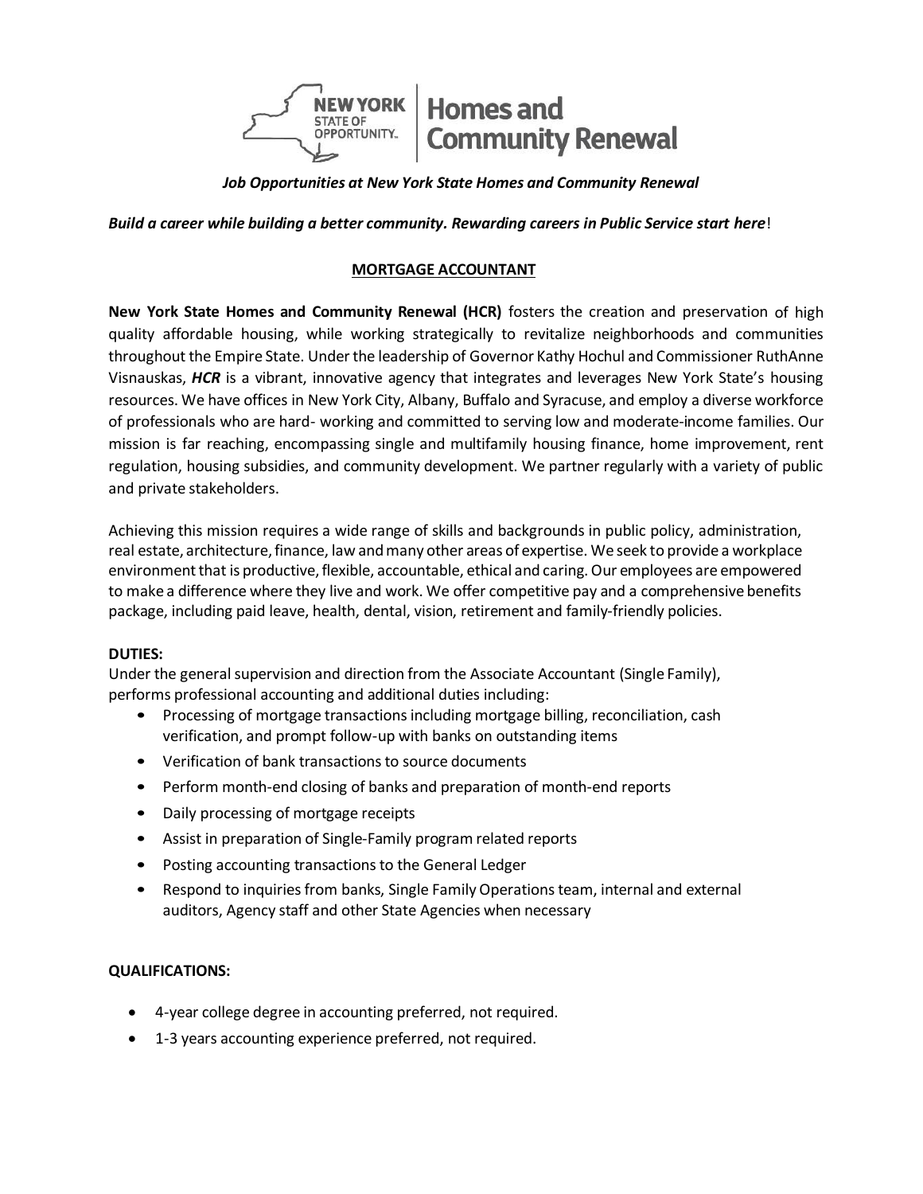NEW YORK STATE OF OPPORTUNITY. | Homes and Community Renewal

***Job Opportunities at New York State Homes and Community Renewal***

***Build a career while building a better community. Rewarding careers in Public Service start here***!

## MORTGAGE ACCOUNTANT

**New York State Homes and Community Renewal (HCR)** fosters the creation and preservation of high quality affordable housing, while working strategically to revitalize neighborhoods and communities throughout the Empire State. Under the leadership of Governor Kathy Hochul and Commissioner RuthAnne Visnauskas, ***HCR*** is a vibrant, innovative agency that integrates and leverages New York State's housing resources. We have offices in New York City, Albany, Buffalo and Syracuse, and employ a diverse workforce of professionals who are hard- working and committed to serving low and moderate-income families. Our mission is far reaching, encompassing single and multifamily housing finance, home improvement, rent regulation, housing subsidies, and community development. We partner regularly with a variety of public and private stakeholders.

Achieving this mission requires a wide range of skills and backgrounds in public policy, administration, real estate, architecture, finance, law and many other areas of expertise. We seek to provide a workplace environment that is productive, flexible, accountable, ethical and caring. Our employees are empowered to make a difference where they live and work. We offer competitive pay and a comprehensive benefits package, including paid leave, health, dental, vision, retirement and family-friendly policies.

**DUTIES:**

Under the general supervision and direction from the Associate Accountant (Single Family), performs professional accounting and additional duties including:

- Processing of mortgage transactions including mortgage billing, reconciliation, cash verification, and prompt follow-up with banks on outstanding items
- Verification of bank transactions to source documents
- Perform month-end closing of banks and preparation of month-end reports
- Daily processing of mortgage receipts
- Assist in preparation of Single-Family program related reports
- Posting accounting transactions to the General Ledger
- Respond to inquiries from banks, Single Family Operations team, internal and external auditors, Agency staff and other State Agencies when necessary

**QUALIFICATIONS:**

- 4-year college degree in accounting preferred, not required.
- 1-3 years accounting experience preferred, not required.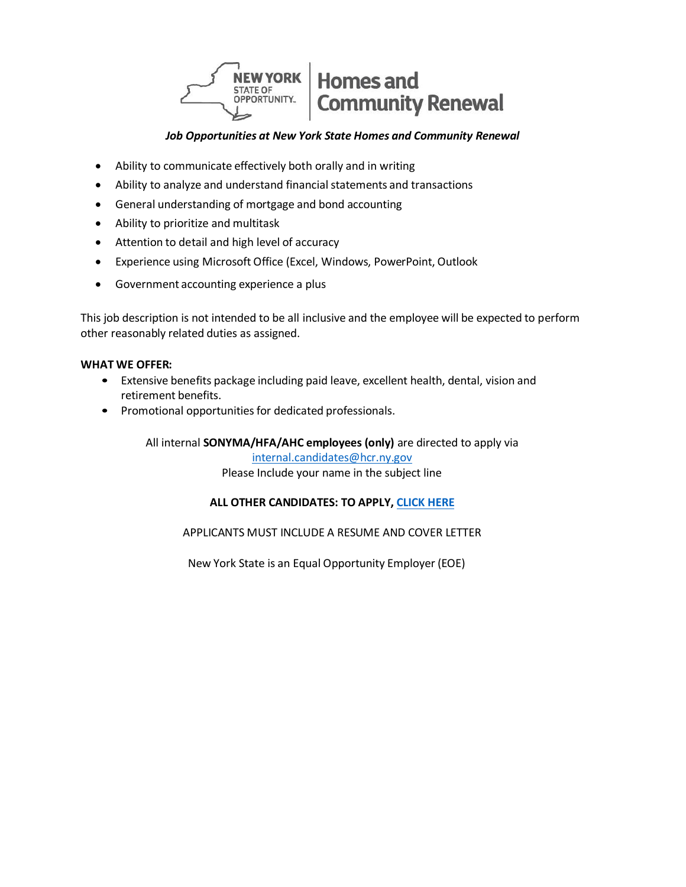*Job Opportunities at New York State Homes and Community Renewal*

- Ability to communicate effectively both orally and in writing
- Ability to analyze and understand financial statements and transactions
- General understanding of mortgage and bond accounting
- Ability to prioritize and multitask
- Attention to detail and high level of accuracy
- Experience using Microsoft Office (Excel, Windows, PowerPoint, Outlook
- Government accounting experience a plus

This job description is not intended to be all inclusive and the employee will be expected to perform other reasonably related duties as assigned.

**WHAT WE OFFER:**

- Extensive benefits package including paid leave, excellent health, dental, vision and retirement benefits.
- Promotional opportunities for dedicated professionals.

All internal **SONYMA/HFA/AHC employees (only)** are directed to apply via
internal.candidates@hcr.ny.gov
Please Include your name in the subject line

**ALL OTHER CANDIDATES: TO APPLY, CLICK HERE**

APPLICANTS MUST INCLUDE A RESUME AND COVER LETTER

New York State is an Equal Opportunity Employer (EOE)